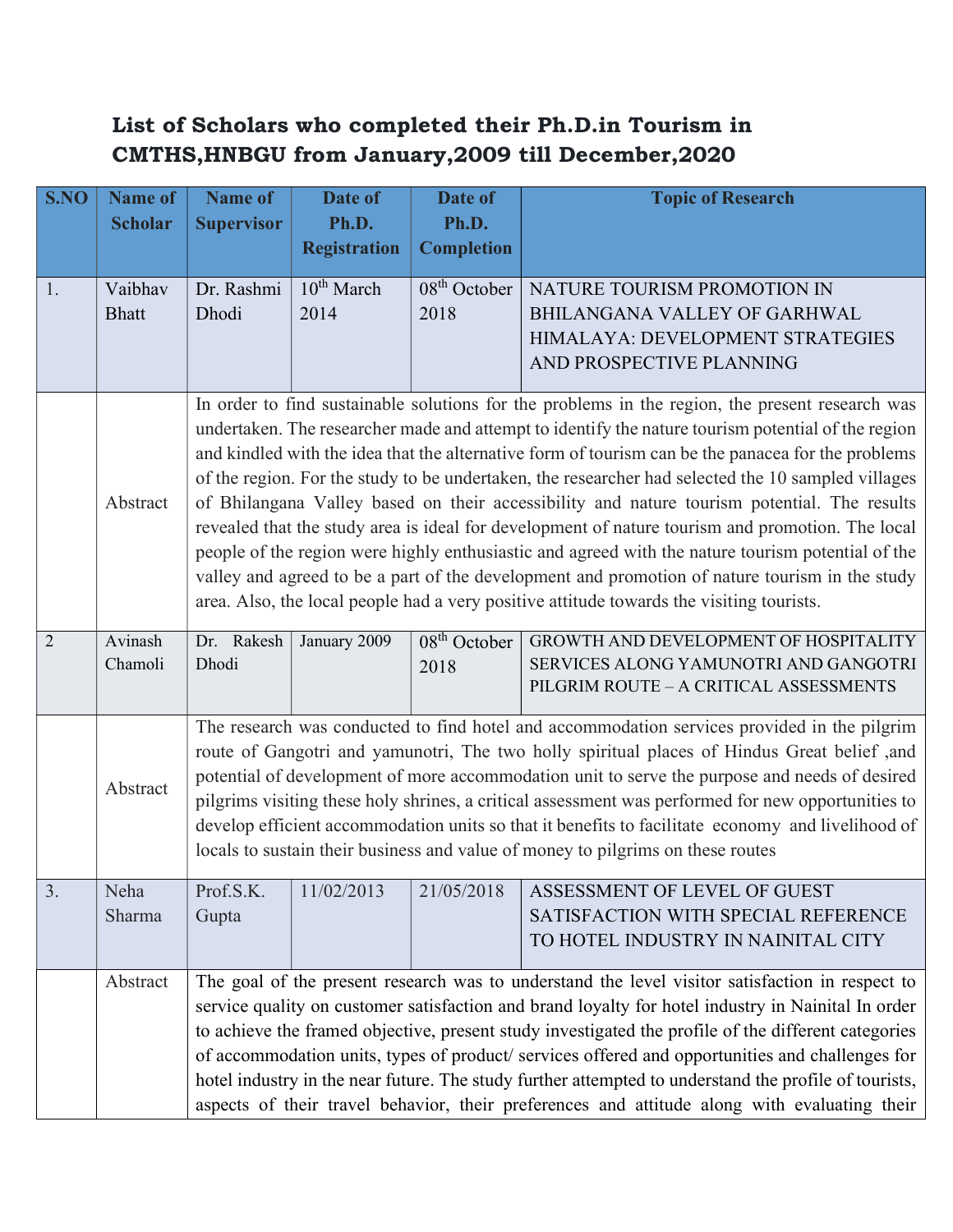## List of Scholars who completed their Ph.D.in Tourism in CMTHS,HNBGU from January,2009 till December,2020

| S.NO | Name of Scholar | Name of Supervisor | Date of Ph.D. Registration | Date of Ph.D. Completion | Topic of Research |
|---|---|---|---|---|---|
| 1. | Vaibhav Bhatt | Dr. Rashmi Dhodi | 10th March 2014 | 08th October 2018 | NATURE TOURISM PROMOTION IN BHILANGANA VALLEY OF GARHWAL HIMALAYA: DEVELOPMENT STRATEGIES AND PROSPECTIVE PLANNING |
| | Abstract | In order to find sustainable solutions for the problems in the region, the present research was undertaken. The researcher made and attempt to identify the nature tourism potential of the region and kindled with the idea that the alternative form of tourism can be the panacea for the problems of the region. For the study to be undertaken, the researcher had selected the 10 sampled villages of Bhilangana Valley based on their accessibility and nature tourism potential. The results revealed that the study area is ideal for development of nature tourism and promotion. The local people of the region were highly enthusiastic and agreed with the nature tourism potential of the valley and agreed to be a part of the development and promotion of nature tourism in the study area. Also, the local people had a very positive attitude towards the visiting tourists. | | | |
| 2 | Avinash Chamoli | Dr. Rakesh Dhodi | January 2009 | 08th October 2018 | GROWTH AND DEVELOPMENT OF HOSPITALITY SERVICES ALONG YAMUNOTRI AND GANGOTRI PILGRIM ROUTE – A CRITICAL ASSESSMENTS |
| | Abstract | The research was conducted to find hotel and accommodation services provided in the pilgrim route of Gangotri and yamunotri, The two holly spiritual places of Hindus Great belief ,and potential of development of more accommodation unit to serve the purpose and needs of desired pilgrims visiting these holy shrines, a critical assessment was performed for new opportunities to develop efficient accommodation units so that it benefits to facilitate economy and livelihood of locals to sustain their business and value of money to pilgrims on these routes | | | |
| 3. | Neha Sharma | Prof.S.K. Gupta | 11/02/2013 | 21/05/2018 | ASSESSMENT OF LEVEL OF GUEST SATISFACTION WITH SPECIAL REFERENCE TO HOTEL INDUSTRY IN NAINITAL CITY |
| | Abstract | The goal of the present research was to understand the level visitor satisfaction in respect to service quality on customer satisfaction and brand loyalty for hotel industry in Nainital In order to achieve the framed objective, present study investigated the profile of the different categories of accommodation units, types of product/ services offered and opportunities and challenges for hotel industry in the near future. The study further attempted to understand the profile of tourists, aspects of their travel behavior, their preferences and attitude along with evaluating their | | | |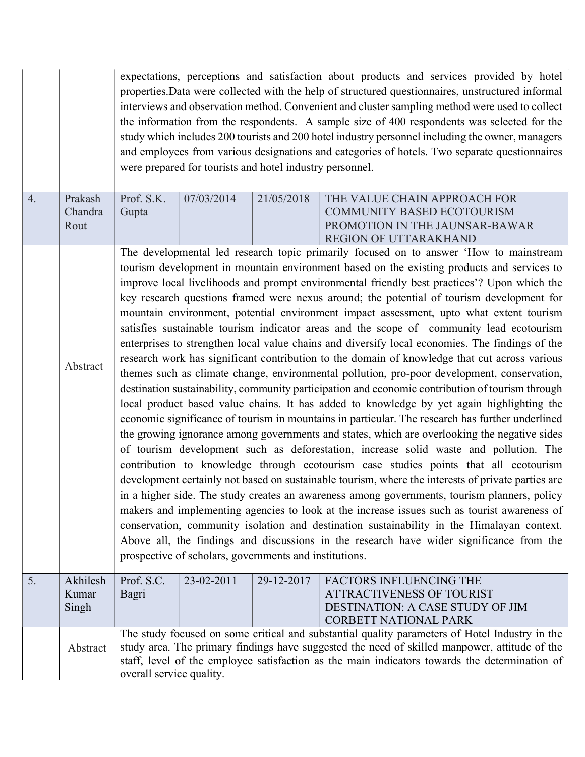| | | | | | |
|---|---|---|---|---|---|
| | | expectations, perceptions and satisfaction about products and services provided by hotel properties.Data were collected with the help of structured questionnaires, unstructured informal interviews and observation method. Convenient and cluster sampling method were used to collect the information from the respondents. A sample size of 400 respondents was selected for the study which includes 200 tourists and 200 hotel industry personnel including the owner, managers and employees from various designations and categories of hotels. Two separate questionnaires were prepared for tourists and hotel industry personnel. | | | |
| 4. | Prakash Chandra Rout | Prof. S.K. Gupta | 07/03/2014 | 21/05/2018 | THE VALUE CHAIN APPROACH FOR COMMUNITY BASED ECOTOURISM PROMOTION IN THE JAUNSAR-BAWAR REGION OF UTTARAKHAND |
| | Abstract | The developmental led research topic primarily focused on to answer 'How to mainstream tourism development in mountain environment based on the existing products and services to improve local livelihoods and prompt environmental friendly best practices'? Upon which the key research questions framed were nexus around; the potential of tourism development for mountain environment, potential environment impact assessment, upto what extent tourism satisfies sustainable tourism indicator areas and the scope of community lead ecotourism enterprises to strengthen local value chains and diversify local economies. The findings of the research work has significant contribution to the domain of knowledge that cut across various themes such as climate change, environmental pollution, pro-poor development, conservation, destination sustainability, community participation and economic contribution of tourism through local product based value chains. It has added to knowledge by yet again highlighting the economic significance of tourism in mountains in particular. The research has further underlined the growing ignorance among governments and states, which are overlooking the negative sides of tourism development such as deforestation, increase solid waste and pollution. The contribution to knowledge through ecotourism case studies points that all ecotourism development certainly not based on sustainable tourism, where the interests of private parties are in a higher side. The study creates an awareness among governments, tourism planners, policy makers and implementing agencies to look at the increase issues such as tourist awareness of conservation, community isolation and destination sustainability in the Himalayan context. Above all, the findings and discussions in the research have wider significance from the prospective of scholars, governments and institutions. | | | |
| 5. | Akhilesh Kumar Singh | Prof. S.C. Bagri | 23-02-2011 | 29-12-2017 | FACTORS INFLUENCING THE ATTRACTIVENESS OF TOURIST DESTINATION: A CASE STUDY OF JIM CORBETT NATIONAL PARK |
| | Abstract | The study focused on some critical and substantial quality parameters of Hotel Industry in the study area. The primary findings have suggested the need of skilled manpower, attitude of the staff, level of the employee satisfaction as the main indicators towards the determination of overall service quality. | | | |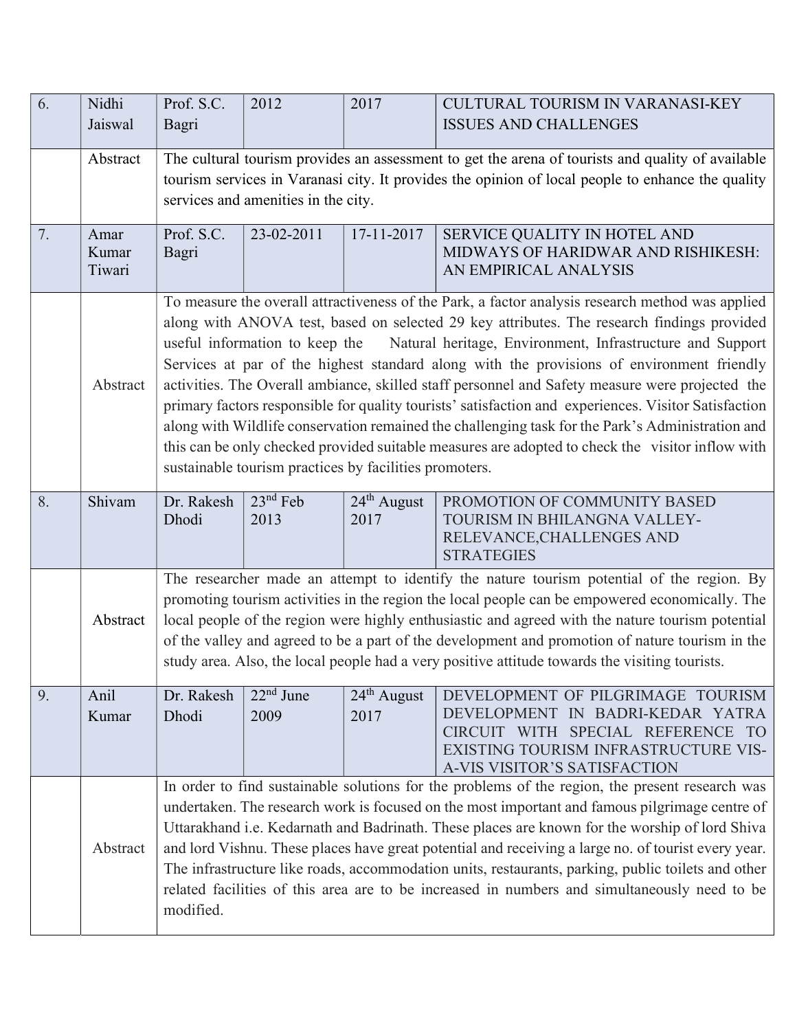| 6. | Nidhi Jaiswal | Prof. S.C. Bagri | 2012 | 2017 | CULTURAL TOURISM IN VARANASI-KEY ISSUES AND CHALLENGES |
|---|---|---|---|---|---|
| | Abstract | The cultural tourism provides an assessment to get the arena of tourists and quality of available tourism services in Varanasi city. It provides the opinion of local people to enhance the quality services and amenities in the city. | | | |
| 7. | Amar Kumar Tiwari | Prof. S.C. Bagri | 23-02-2011 | 17-11-2017 | SERVICE QUALITY IN HOTEL AND MIDWAYS OF HARIDWAR AND RISHIKESH: AN EMPIRICAL ANALYSIS |
| | Abstract | To measure the overall attractiveness of the Park, a factor analysis research method was applied along with ANOVA test, based on selected 29 key attributes. The research findings provided useful information to keep the Natural heritage, Environment, Infrastructure and Support Services at par of the highest standard along with the provisions of environment friendly activities. The Overall ambiance, skilled staff personnel and Safety measure were projected the primary factors responsible for quality tourists' satisfaction and experiences. Visitor Satisfaction along with Wildlife conservation remained the challenging task for the Park's Administration and this can be only checked provided suitable measures are adopted to check the visitor inflow with sustainable tourism practices by facilities promoters. | | | |
| 8. | Shivam | Dr. Rakesh Dhodi | 23rd Feb 2013 | 24th August 2017 | PROMOTION OF COMMUNITY BASED TOURISM IN BHILANGNA VALLEY-RELEVANCE,CHALLENGES AND STRATEGIES |
| | Abstract | The researcher made an attempt to identify the nature tourism potential of the region. By promoting tourism activities in the region the local people can be empowered economically. The local people of the region were highly enthusiastic and agreed with the nature tourism potential of the valley and agreed to be a part of the development and promotion of nature tourism in the study area. Also, the local people had a very positive attitude towards the visiting tourists. | | | |
| 9. | Anil Kumar | Dr. Rakesh Dhodi | 22nd June 2009 | 24th August 2017 | DEVELOPMENT OF PILGRIMAGE TOURISM DEVELOPMENT IN BADRI-KEDAR YATRA CIRCUIT WITH SPECIAL REFERENCE TO EXISTING TOURISM INFRASTRUCTURE VIS-A-VIS VISITOR'S SATISFACTION |
| | Abstract | In order to find sustainable solutions for the problems of the region, the present research was undertaken. The research work is focused on the most important and famous pilgrimage centre of Uttarakhand i.e. Kedarnath and Badrinath. These places are known for the worship of lord Shiva and lord Vishnu. These places have great potential and receiving a large no. of tourist every year. The infrastructure like roads, accommodation units, restaurants, parking, public toilets and other related facilities of this area are to be increased in numbers and simultaneously need to be modified. | | | |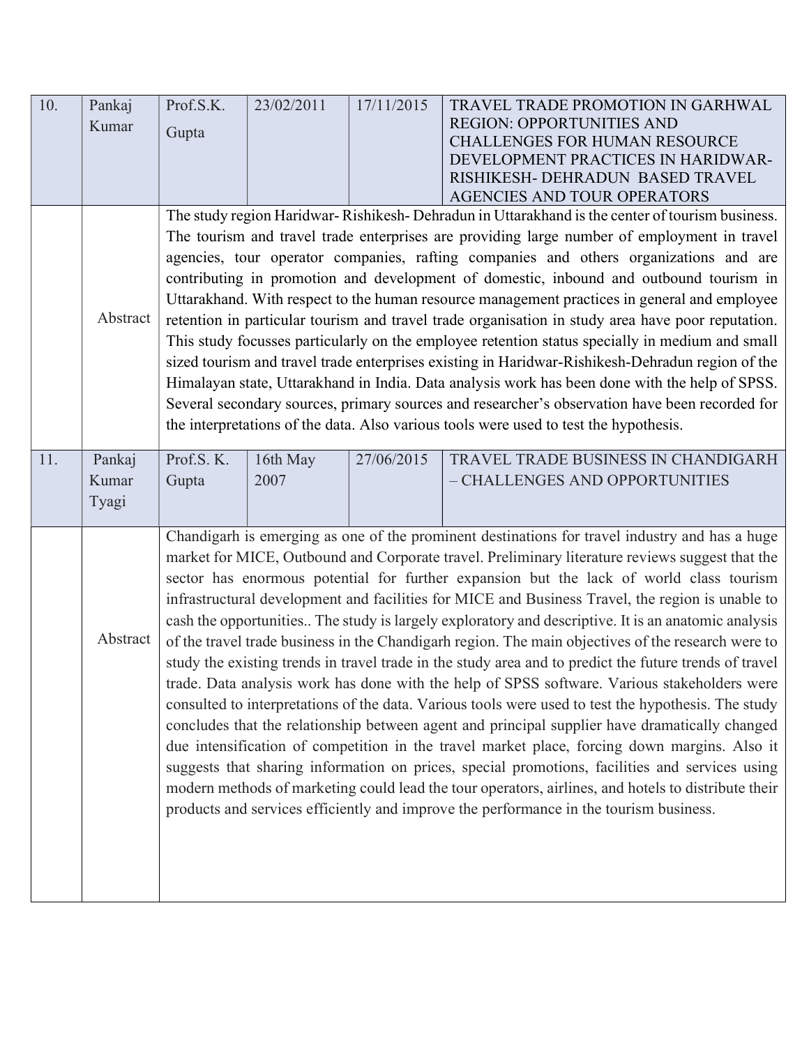| 10. | Pankaj Kumar | Prof.S.K. Gupta | 23/02/2011 | 17/11/2015 | TRAVEL TRADE PROMOTION IN GARHWAL REGION: OPPORTUNITIES AND CHALLENGES FOR HUMAN RESOURCE DEVELOPMENT PRACTICES IN HARIDWAR-RISHIKESH- DEHRADUN BASED TRAVEL AGENCIES AND TOUR OPERATORS |
|---|---|---|---|---|---|
| | Abstract | The study region Haridwar- Rishikesh- Dehradun in Uttarakhand is the center of tourism business. The tourism and travel trade enterprises are providing large number of employment in travel agencies, tour operator companies, rafting companies and others organizations and are contributing in promotion and development of domestic, inbound and outbound tourism in Uttarakhand. With respect to the human resource management practices in general and employee retention in particular tourism and travel trade organisation in study area have poor reputation. This study focusses particularly on the employee retention status specially in medium and small sized tourism and travel trade enterprises existing in Haridwar-Rishikesh-Dehradun region of the Himalayan state, Uttarakhand in India. Data analysis work has been done with the help of SPSS. Several secondary sources, primary sources and researcher's observation have been recorded for the interpretations of the data. Also various tools were used to test the hypothesis. | | | |
| 11. | Pankaj Kumar Tyagi | Prof.S. K. Gupta | 16th May 2007 | 27/06/2015 | TRAVEL TRADE BUSINESS IN CHANDIGARH – CHALLENGES AND OPPORTUNITIES |
| | Abstract | Chandigarh is emerging as one of the prominent destinations for travel industry and has a huge market for MICE, Outbound and Corporate travel. Preliminary literature reviews suggest that the sector has enormous potential for further expansion but the lack of world class tourism infrastructural development and facilities for MICE and Business Travel, the region is unable to cash the opportunities.. The study is largely exploratory and descriptive. It is an anatomic analysis of the travel trade business in the Chandigarh region. The main objectives of the research were to study the existing trends in travel trade in the study area and to predict the future trends of travel trade. Data analysis work has done with the help of SPSS software. Various stakeholders were consulted to interpretations of the data. Various tools were used to test the hypothesis. The study concludes that the relationship between agent and principal supplier have dramatically changed due intensification of competition in the travel market place, forcing down margins. Also it suggests that sharing information on prices, special promotions, facilities and services using modern methods of marketing could lead the tour operators, airlines, and hotels to distribute their products and services efficiently and improve the performance in the tourism business. | | | |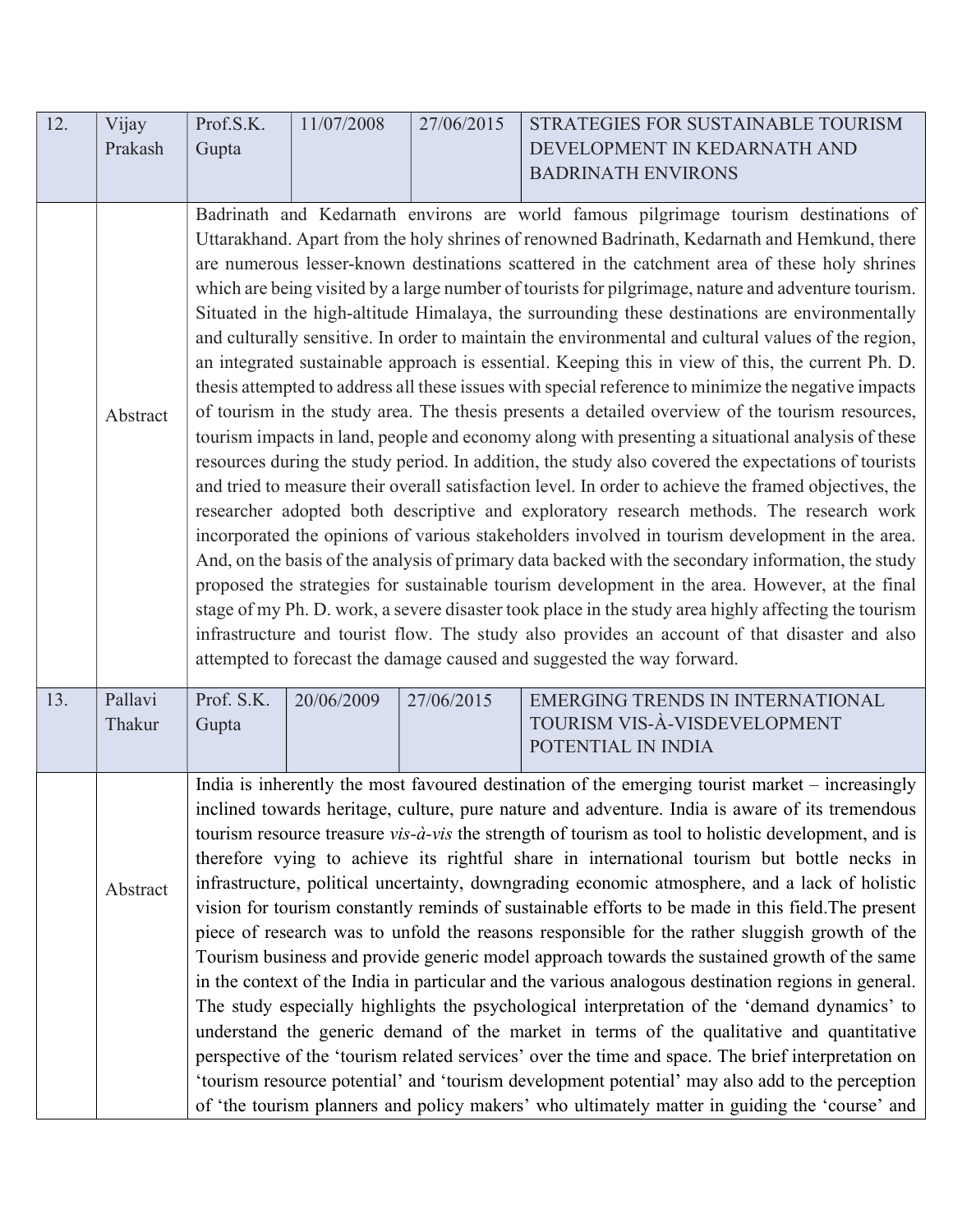| 12. | Vijay Prakash | Prof.S.K. Gupta | 11/07/2008 | 27/06/2015 | STRATEGIES FOR SUSTAINABLE TOURISM DEVELOPMENT IN KEDARNATH AND BADRINATH ENVIRONS |
|---|---|---|---|---|---|
| | Abstract | Badrinath and Kedarnath environs are world famous pilgrimage tourism destinations of Uttarakhand. Apart from the holy shrines of renowned Badrinath, Kedarnath and Hemkund, there are numerous lesser-known destinations scattered in the catchment area of these holy shrines which are being visited by a large number of tourists for pilgrimage, nature and adventure tourism. Situated in the high-altitude Himalaya, the surrounding these destinations are environmentally and culturally sensitive. In order to maintain the environmental and cultural values of the region, an integrated sustainable approach is essential. Keeping this in view of this, the current Ph. D. thesis attempted to address all these issues with special reference to minimize the negative impacts of tourism in the study area. The thesis presents a detailed overview of the tourism resources, tourism impacts in land, people and economy along with presenting a situational analysis of these resources during the study period. In addition, the study also covered the expectations of tourists and tried to measure their overall satisfaction level. In order to achieve the framed objectives, the researcher adopted both descriptive and exploratory research methods. The research work incorporated the opinions of various stakeholders involved in tourism development in the area. And, on the basis of the analysis of primary data backed with the secondary information, the study proposed the strategies for sustainable tourism development in the area. However, at the final stage of my Ph. D. work, a severe disaster took place in the study area highly affecting the tourism infrastructure and tourist flow. The study also provides an account of that disaster and also attempted to forecast the damage caused and suggested the way forward. | | | |
| 13. | Pallavi Thakur | Prof. S.K. Gupta | 20/06/2009 | 27/06/2015 | EMERGING TRENDS IN INTERNATIONAL TOURISM VIS-À-VISDEVELOPMENT POTENTIAL IN INDIA |
| | Abstract | India is inherently the most favoured destination of the emerging tourist market – increasingly inclined towards heritage, culture, pure nature and adventure. India is aware of its tremendous tourism resource treasure *vis-à-vis* the strength of tourism as tool to holistic development, and is therefore vying to achieve its rightful share in international tourism but bottle necks in infrastructure, political uncertainty, downgrading economic atmosphere, and a lack of holistic vision for tourism constantly reminds of sustainable efforts to be made in this field.The present piece of research was to unfold the reasons responsible for the rather sluggish growth of the Tourism business and provide generic model approach towards the sustained growth of the same in the context of the India in particular and the various analogous destination regions in general. The study especially highlights the psychological interpretation of the 'demand dynamics' to understand the generic demand of the market in terms of the qualitative and quantitative perspective of the 'tourism related services' over the time and space. The brief interpretation on 'tourism resource potential' and 'tourism development potential' may also add to the perception of 'the tourism planners and policy makers' who ultimately matter in guiding the 'course' and | | | |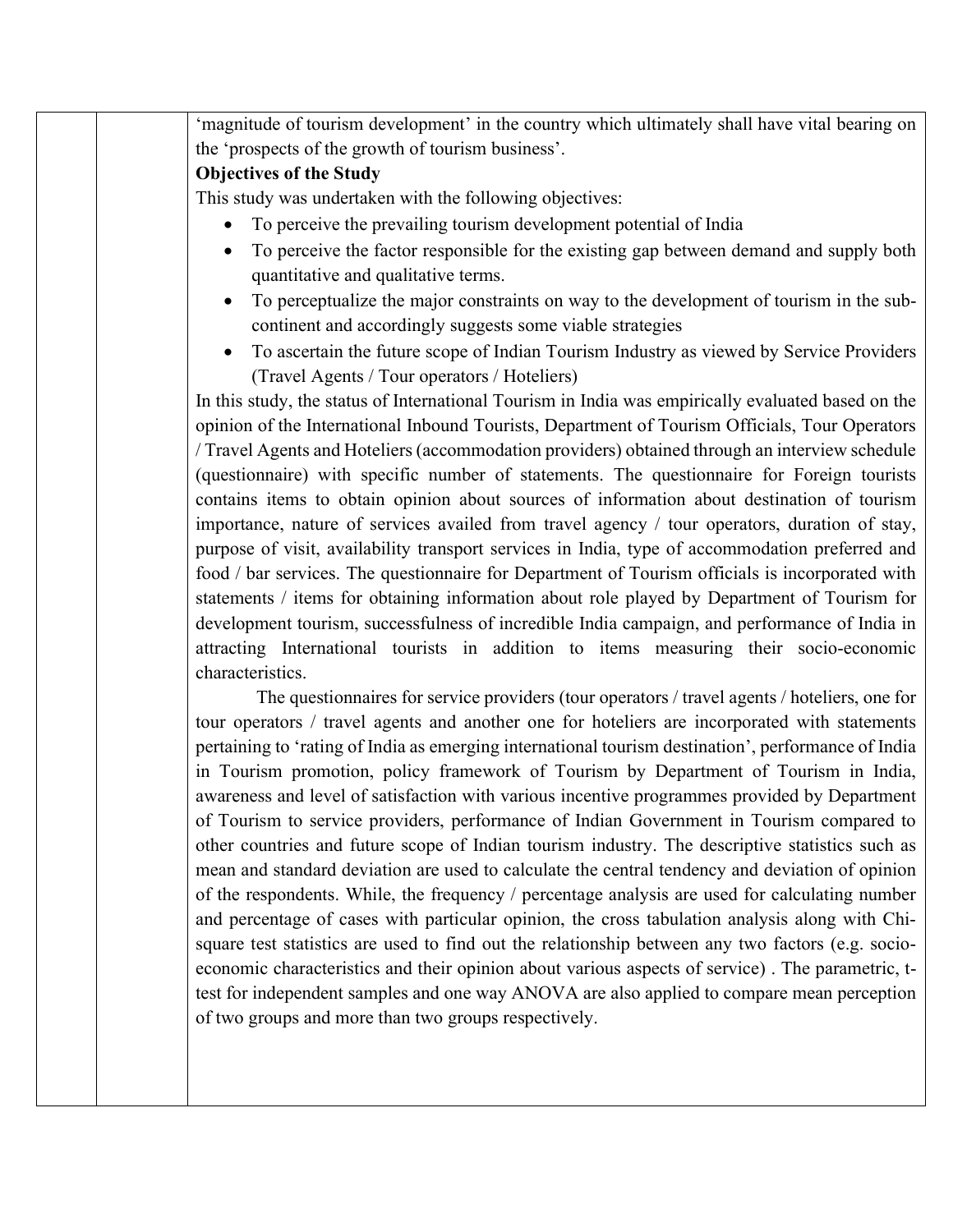'magnitude of tourism development' in the country which ultimately shall have vital bearing on the 'prospects of the growth of tourism business'.

**Objectives of the Study**

This study was undertaken with the following objectives:

- To perceive the prevailing tourism development potential of India
- To perceive the factor responsible for the existing gap between demand and supply both quantitative and qualitative terms.
- To perceptualize the major constraints on way to the development of tourism in the sub-continent and accordingly suggests some viable strategies
- To ascertain the future scope of Indian Tourism Industry as viewed by Service Providers (Travel Agents / Tour operators / Hoteliers)

In this study, the status of International Tourism in India was empirically evaluated based on the opinion of the International Inbound Tourists, Department of Tourism Officials, Tour Operators / Travel Agents and Hoteliers (accommodation providers) obtained through an interview schedule (questionnaire) with specific number of statements. The questionnaire for Foreign tourists contains items to obtain opinion about sources of information about destination of tourism importance, nature of services availed from travel agency / tour operators, duration of stay, purpose of visit, availability transport services in India, type of accommodation preferred and food / bar services. The questionnaire for Department of Tourism officials is incorporated with statements / items for obtaining information about role played by Department of Tourism for development tourism, successfulness of incredible India campaign, and performance of India in attracting International tourists in addition to items measuring their socio-economic characteristics.

The questionnaires for service providers (tour operators / travel agents / hoteliers, one for tour operators / travel agents and another one for hoteliers are incorporated with statements pertaining to 'rating of India as emerging international tourism destination', performance of India in Tourism promotion, policy framework of Tourism by Department of Tourism in India, awareness and level of satisfaction with various incentive programmes provided by Department of Tourism to service providers, performance of Indian Government in Tourism compared to other countries and future scope of Indian tourism industry. The descriptive statistics such as mean and standard deviation are used to calculate the central tendency and deviation of opinion of the respondents. While, the frequency / percentage analysis are used for calculating number and percentage of cases with particular opinion, the cross tabulation analysis along with Chi-square test statistics are used to find out the relationship between any two factors (e.g. socio-economic characteristics and their opinion about various aspects of service) . The parametric, t-test for independent samples and one way ANOVA are also applied to compare mean perception of two groups and more than two groups respectively.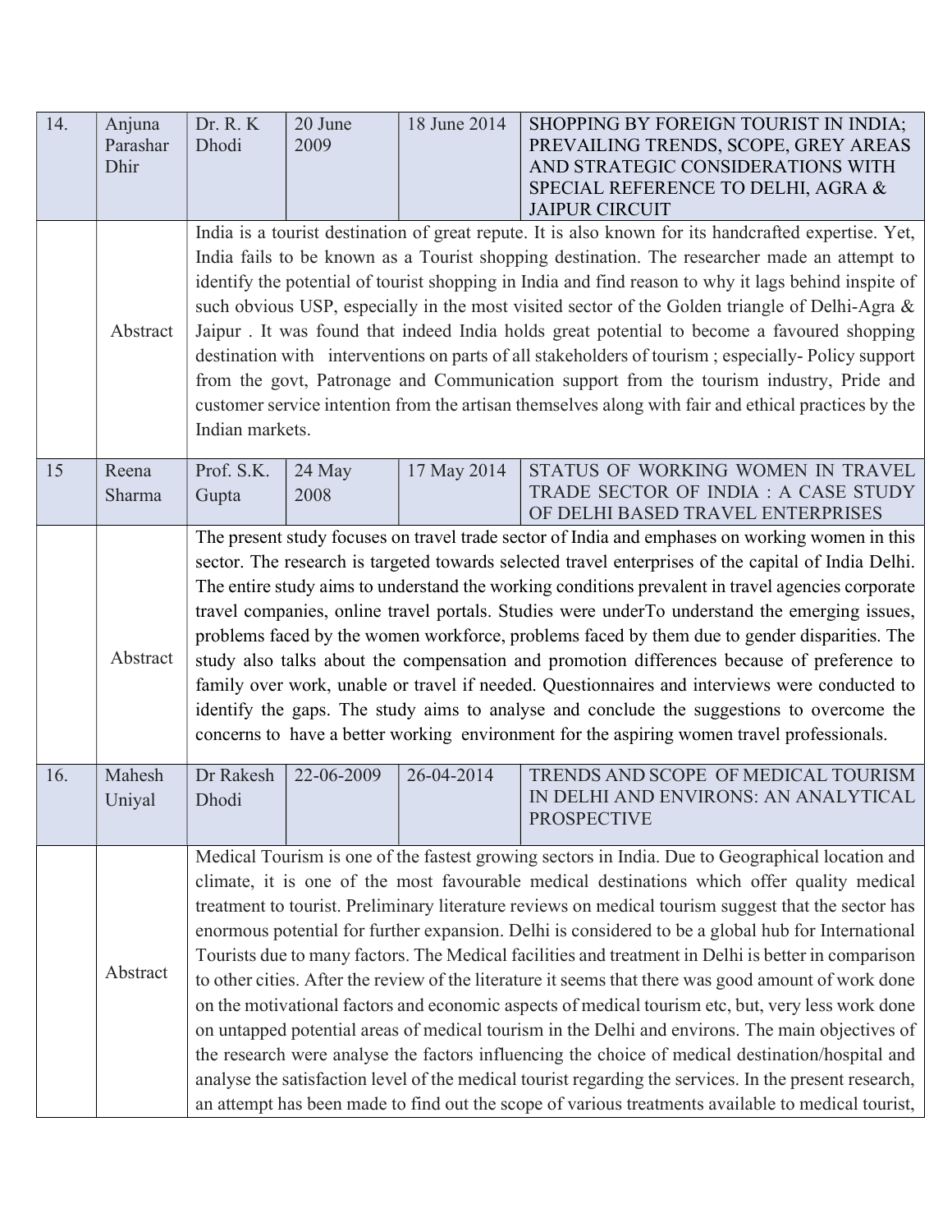| | | | | | |
|---|---|---|---|---|---|
| 14. | Anjuna Parashar Dhir | Dr. R. K Dhodi | 20 June 2009 | 18 June 2014 | SHOPPING BY FOREIGN TOURIST IN INDIA; PREVAILING TRENDS, SCOPE, GREY AREAS AND STRATEGIC CONSIDERATIONS WITH SPECIAL REFERENCE TO DELHI, AGRA & JAIPUR CIRCUIT |
| | Abstract | India is a tourist destination of great repute. It is also known for its handcrafted expertise. Yet, India fails to be known as a Tourist shopping destination. The researcher made an attempt to identify the potential of tourist shopping in India and find reason to why it lags behind inspite of such obvious USP, especially in the most visited sector of the Golden triangle of Delhi-Agra & Jaipur . It was found that indeed India holds great potential to become a favoured shopping destination with interventions on parts of all stakeholders of tourism ; especially- Policy support from the govt, Patronage and Communication support from the tourism industry, Pride and customer service intention from the artisan themselves along with fair and ethical practices by the Indian markets. | | | |
| 15 | Reena Sharma | Prof. S.K. Gupta | 24 May 2008 | 17 May 2014 | STATUS OF WORKING WOMEN IN TRAVEL TRADE SECTOR OF INDIA : A CASE STUDY OF DELHI BASED TRAVEL ENTERPRISES |
| | Abstract | The present study focuses on travel trade sector of India and emphases on working women in this sector. The research is targeted towards selected travel enterprises of the capital of India Delhi. The entire study aims to understand the working conditions prevalent in travel agencies corporate travel companies, online travel portals. Studies were underTo understand the emerging issues, problems faced by the women workforce, problems faced by them due to gender disparities. The study also talks about the compensation and promotion differences because of preference to family over work, unable or travel if needed. Questionnaires and interviews were conducted to identify the gaps. The study aims to analyse and conclude the suggestions to overcome the concerns to have a better working environment for the aspiring women travel professionals. | | | |
| 16. | Mahesh Uniyal | Dr Rakesh Dhodi | 22-06-2009 | 26-04-2014 | TRENDS AND SCOPE OF MEDICAL TOURISM IN DELHI AND ENVIRONS: AN ANALYTICAL PROSPECTIVE |
| | Abstract | Medical Tourism is one of the fastest growing sectors in India. Due to Geographical location and climate, it is one of the most favourable medical destinations which offer quality medical treatment to tourist. Preliminary literature reviews on medical tourism suggest that the sector has enormous potential for further expansion. Delhi is considered to be a global hub for International Tourists due to many factors. The Medical facilities and treatment in Delhi is better in comparison to other cities. After the review of the literature it seems that there was good amount of work done on the motivational factors and economic aspects of medical tourism etc, but, very less work done on untapped potential areas of medical tourism in the Delhi and environs. The main objectives of the research were analyse the factors influencing the choice of medical destination/hospital and analyse the satisfaction level of the medical tourist regarding the services. In the present research, an attempt has been made to find out the scope of various treatments available to medical tourist, | | | |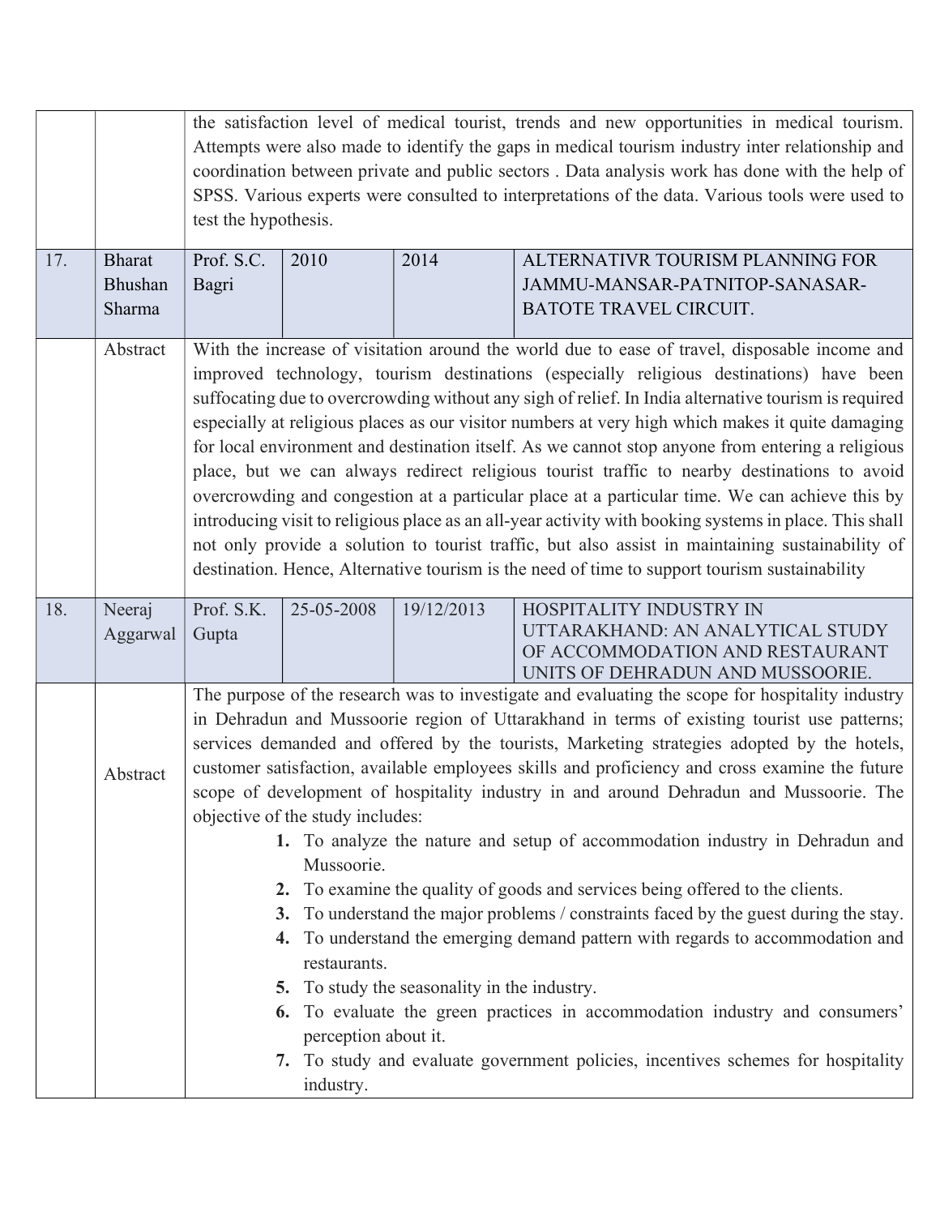| | | | | | |
|---|---|---|---|---|---|
| | | the satisfaction level of medical tourist, trends and new opportunities in medical tourism. Attempts were also made to identify the gaps in medical tourism industry inter relationship and coordination between private and public sectors . Data analysis work has done with the help of SPSS. Various experts were consulted to interpretations of the data. Various tools were used to test the hypothesis. | | | |
| 17. | Bharat Bhushan Sharma | Prof. S.C. Bagri | 2010 | 2014 | ALTERNATIVR TOURISM PLANNING FOR JAMMU-MANSAR-PATNITOP-SANASAR-BATOTE TRAVEL CIRCUIT. |
| | Abstract | With the increase of visitation around the world due to ease of travel, disposable income and improved technology, tourism destinations (especially religious destinations) have been suffocating due to overcrowding without any sigh of relief. In India alternative tourism is required especially at religious places as our visitor numbers at very high which makes it quite damaging for local environment and destination itself. As we cannot stop anyone from entering a religious place, but we can always redirect religious tourist traffic to nearby destinations to avoid overcrowding and congestion at a particular place at a particular time. We can achieve this by introducing visit to religious place as an all-year activity with booking systems in place. This shall not only provide a solution to tourist traffic, but also assist in maintaining sustainability of destination. Hence, Alternative tourism is the need of time to support tourism sustainability | | | |
| 18. | Neeraj Aggarwal | Prof. S.K. Gupta | 25-05-2008 | 19/12/2013 | HOSPITALITY INDUSTRY IN UTTARAKHAND: AN ANALYTICAL STUDY OF ACCOMMODATION AND RESTAURANT UNITS OF DEHRADUN AND MUSSOORIE. |
| | Abstract | The purpose of the research was to investigate and evaluating the scope for hospitality industry in Dehradun and Mussoorie region of Uttarakhand in terms of existing tourist use patterns; services demanded and offered by the tourists, Marketing strategies adopted by the hotels, customer satisfaction, available employees skills and proficiency and cross examine the future scope of development of hospitality industry in and around Dehradun and Mussoorie. The objective of the study includes:<br>**1.** To analyze the nature and setup of accommodation industry in Dehradun and Mussoorie.<br>**2.** To examine the quality of goods and services being offered to the clients.<br>**3.** To understand the major problems / constraints faced by the guest during the stay.<br>**4.** To understand the emerging demand pattern with regards to accommodation and restaurants.<br>**5.** To study the seasonality in the industry.<br>**6.** To evaluate the green practices in accommodation industry and consumers' perception about it.<br>**7.** To study and evaluate government policies, incentives schemes for hospitality industry. | | | |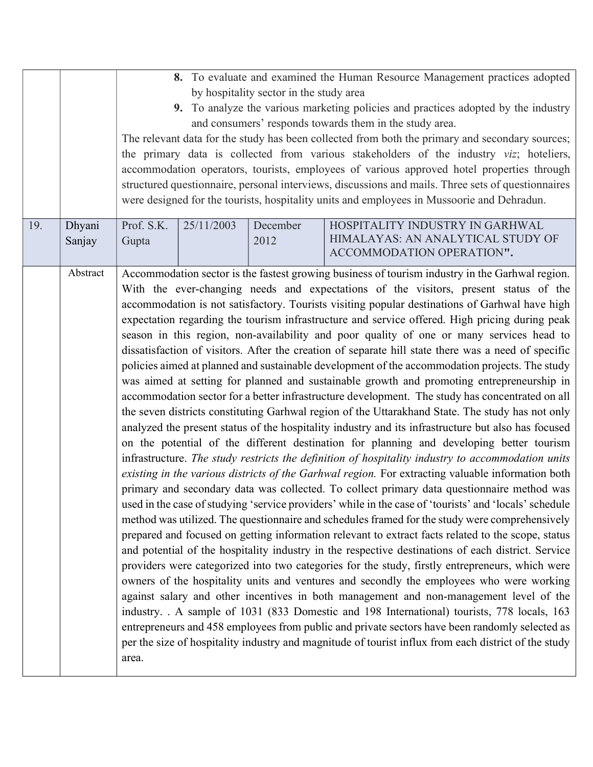| | | | | | |
|---|---|---|---|---|---|
| | | **8.** To evaluate and examined the Human Resource Management practices adopted by hospitality sector in the study area<br>**9.** To analyze the various marketing policies and practices adopted by the industry and consumers' responds towards them in the study area.<br>The relevant data for the study has been collected from both the primary and secondary sources; the primary data is collected from various stakeholders of the industry *viz*; hoteliers, accommodation operators, tourists, employees of various approved hotel properties through structured questionnaire, personal interviews, discussions and mails. Three sets of questionnaires were designed for the tourists, hospitality units and employees in Mussoorie and Dehradun. | | | |
| 19. | Dhyani Sanjay | Prof. S.K. Gupta | 25/11/2003 | December 2012 | HOSPITALITY INDUSTRY IN GARHWAL HIMALAYAS: AN ANALYTICAL STUDY OF ACCOMMODATION OPERATION**"**. |
| | Abstract | Accommodation sector is the fastest growing business of tourism industry in the Garhwal region. With the ever-changing needs and expectations of the visitors, present status of the accommodation is not satisfactory. Tourists visiting popular destinations of Garhwal have high expectation regarding the tourism infrastructure and service offered. High pricing during peak season in this region, non-availability and poor quality of one or many services head to dissatisfaction of visitors. After the creation of separate hill state there was a need of specific policies aimed at planned and sustainable development of the accommodation projects. The study was aimed at setting for planned and sustainable growth and promoting entrepreneurship in accommodation sector for a better infrastructure development. The study has concentrated on all the seven districts constituting Garhwal region of the Uttarakhand State. The study has not only analyzed the present status of the hospitality industry and its infrastructure but also has focused on the potential of the different destination for planning and developing better tourism infrastructure. *The study restricts the definition of hospitality industry to accommodation units existing in the various districts of the Garhwal region.* For extracting valuable information both primary and secondary data was collected. To collect primary data questionnaire method was used in the case of studying 'service providers' while in the case of 'tourists' and 'locals' schedule method was utilized. The questionnaire and schedules framed for the study were comprehensively prepared and focused on getting information relevant to extract facts related to the scope, status and potential of the hospitality industry in the respective destinations of each district. Service providers were categorized into two categories for the study, firstly entrepreneurs, which were owners of the hospitality units and ventures and secondly the employees who were working against salary and other incentives in both management and non-management level of the industry. . A sample of 1031 (833 Domestic and 198 International) tourists, 778 locals, 163 entrepreneurs and 458 employees from public and private sectors have been randomly selected as per the size of hospitality industry and magnitude of tourist influx from each district of the study area. | | | |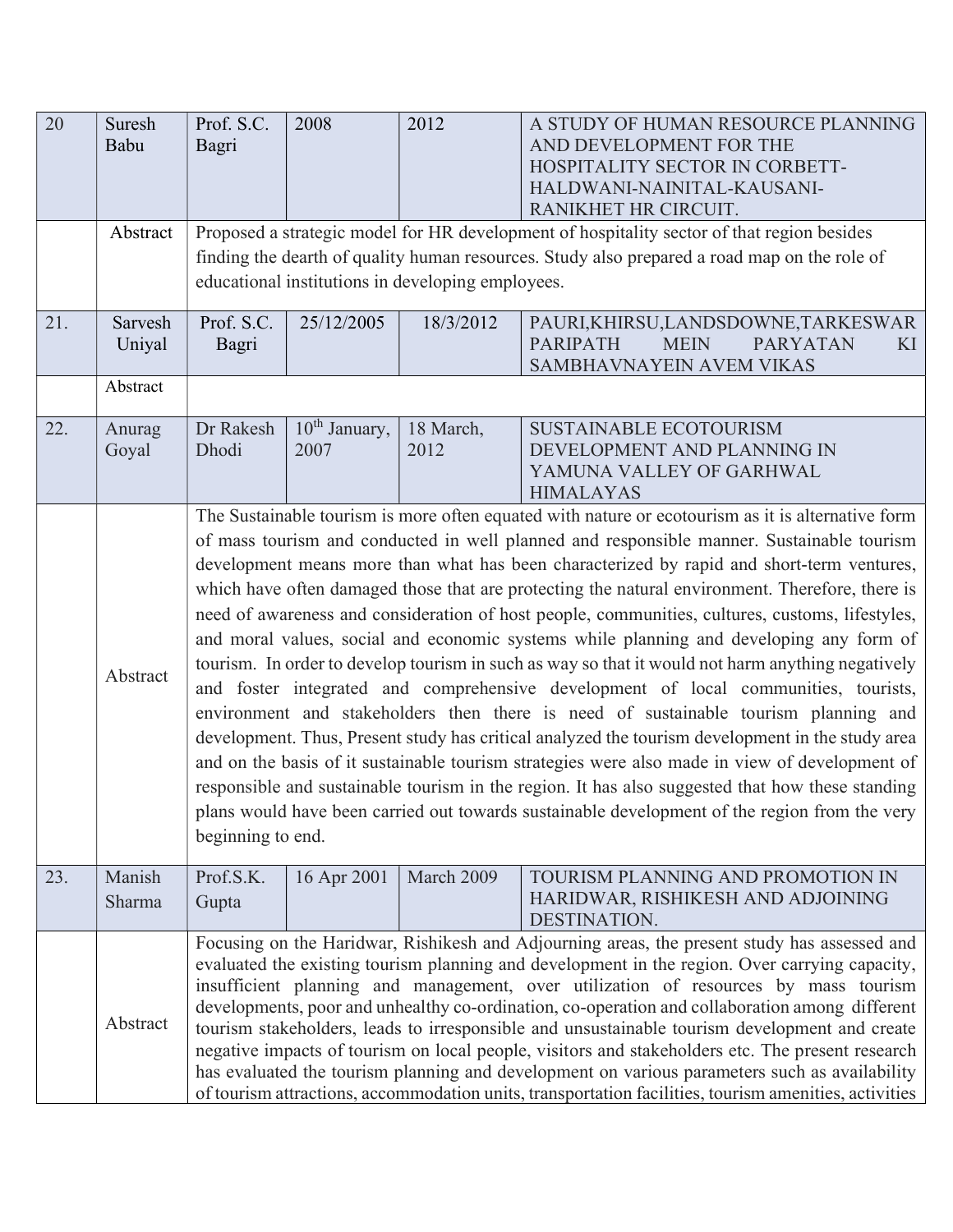| 20 | Suresh Babu | Prof. S.C. Bagri | 2008 | 2012 | A STUDY OF HUMAN RESOURCE PLANNING AND DEVELOPMENT FOR THE HOSPITALITY SECTOR IN CORBETT-HALDWANI-NAINITAL-KAUSANI-RANIKHET HR CIRCUIT. |
|---|---|---|---|---|---|
| | Abstract | Proposed a strategic model for HR development of hospitality sector of that region besides finding the dearth of quality human resources. Study also prepared a road map on the role of educational institutions in developing employees. | | | |
| 21. | Sarvesh Uniyal | Prof. S.C. Bagri | 25/12/2005 | 18/3/2012 | PAURI,KHIRSU,LANDSDOWNE,TARKESWAR PARIPATH MEIN PARYATAN KI SAMBHAVNAYEIN AVEM VIKAS |
| | Abstract | | | | |
| 22. | Anurag Goyal | Dr Rakesh Dhodi | 10th January, 2007 | 18 March, 2012 | SUSTAINABLE ECOTOURISM DEVELOPMENT AND PLANNING IN YAMUNA VALLEY OF GARHWAL HIMALAYAS |
| | Abstract | The Sustainable tourism is more often equated with nature or ecotourism as it is alternative form of mass tourism and conducted in well planned and responsible manner. Sustainable tourism development means more than what has been characterized by rapid and short-term ventures, which have often damaged those that are protecting the natural environment. Therefore, there is need of awareness and consideration of host people, communities, cultures, customs, lifestyles, and moral values, social and economic systems while planning and developing any form of tourism. In order to develop tourism in such as way so that it would not harm anything negatively and foster integrated and comprehensive development of local communities, tourists, environment and stakeholders then there is need of sustainable tourism planning and development. Thus, Present study has critical analyzed the tourism development in the study area and on the basis of it sustainable tourism strategies were also made in view of development of responsible and sustainable tourism in the region. It has also suggested that how these standing plans would have been carried out towards sustainable development of the region from the very beginning to end. | | | |
| 23. | Manish Sharma | Prof.S.K. Gupta | 16 Apr 2001 | March 2009 | TOURISM PLANNING AND PROMOTION IN HARIDWAR, RISHIKESH AND ADJOINING DESTINATION. |
| | Abstract | Focusing on the Haridwar, Rishikesh and Adjourning areas, the present study has assessed and evaluated the existing tourism planning and development in the region. Over carrying capacity, insufficient planning and management, over utilization of resources by mass tourism developments, poor and unhealthy co-ordination, co-operation and collaboration among different tourism stakeholders, leads to irresponsible and unsustainable tourism development and create negative impacts of tourism on local people, visitors and stakeholders etc. The present research has evaluated the tourism planning and development on various parameters such as availability of tourism attractions, accommodation units, transportation facilities, tourism amenities, activities | | | |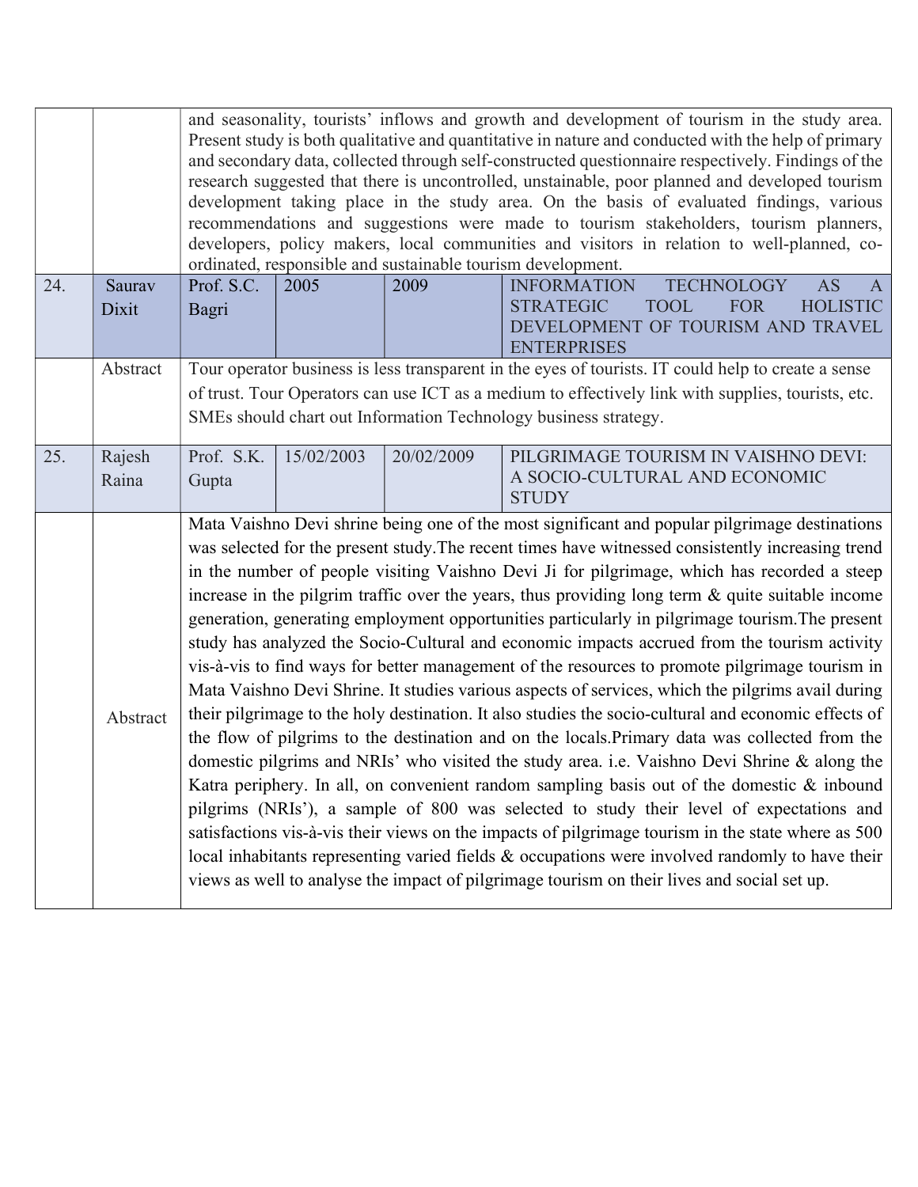| | | | | | |
|---|---|---|---|---|---|
| | | and seasonality, tourists' inflows and growth and development of tourism in the study area. Present study is both qualitative and quantitative in nature and conducted with the help of primary and secondary data, collected through self-constructed questionnaire respectively. Findings of the research suggested that there is uncontrolled, unstainable, poor planned and developed tourism development taking place in the study area. On the basis of evaluated findings, various recommendations and suggestions were made to tourism stakeholders, tourism planners, developers, policy makers, local communities and visitors in relation to well-planned, co-ordinated, responsible and sustainable tourism development. | | | |
| 24. | Saurav Dixit | Prof. S.C. Bagri | 2005 | 2009 | INFORMATION TECHNOLOGY AS A STRATEGIC TOOL FOR HOLISTIC DEVELOPMENT OF TOURISM AND TRAVEL ENTERPRISES |
| | Abstract | Tour operator business is less transparent in the eyes of tourists. IT could help to create a sense of trust. Tour Operators can use ICT as a medium to effectively link with supplies, tourists, etc. SMEs should chart out Information Technology business strategy. | | | |
| 25. | Rajesh Raina | Prof. S.K. Gupta | 15/02/2003 | 20/02/2009 | PILGRIMAGE TOURISM IN VAISHNO DEVI: A SOCIO-CULTURAL AND ECONOMIC STUDY |
| | Abstract | Mata Vaishno Devi shrine being one of the most significant and popular pilgrimage destinations was selected for the present study.The recent times have witnessed consistently increasing trend in the number of people visiting Vaishno Devi Ji for pilgrimage, which has recorded a steep increase in the pilgrim traffic over the years, thus providing long term & quite suitable income generation, generating employment opportunities particularly in pilgrimage tourism.The present study has analyzed the Socio-Cultural and economic impacts accrued from the tourism activity vis-à-vis to find ways for better management of the resources to promote pilgrimage tourism in Mata Vaishno Devi Shrine. It studies various aspects of services, which the pilgrims avail during their pilgrimage to the holy destination. It also studies the socio-cultural and economic effects of the flow of pilgrims to the destination and on the locals.Primary data was collected from the domestic pilgrims and NRIs' who visited the study area. i.e. Vaishno Devi Shrine & along the Katra periphery. In all, on convenient random sampling basis out of the domestic & inbound pilgrims (NRIs'), a sample of 800 was selected to study their level of expectations and satisfactions vis-à-vis their views on the impacts of pilgrimage tourism in the state where as 500 local inhabitants representing varied fields & occupations were involved randomly to have their views as well to analyse the impact of pilgrimage tourism on their lives and social set up. | | | |